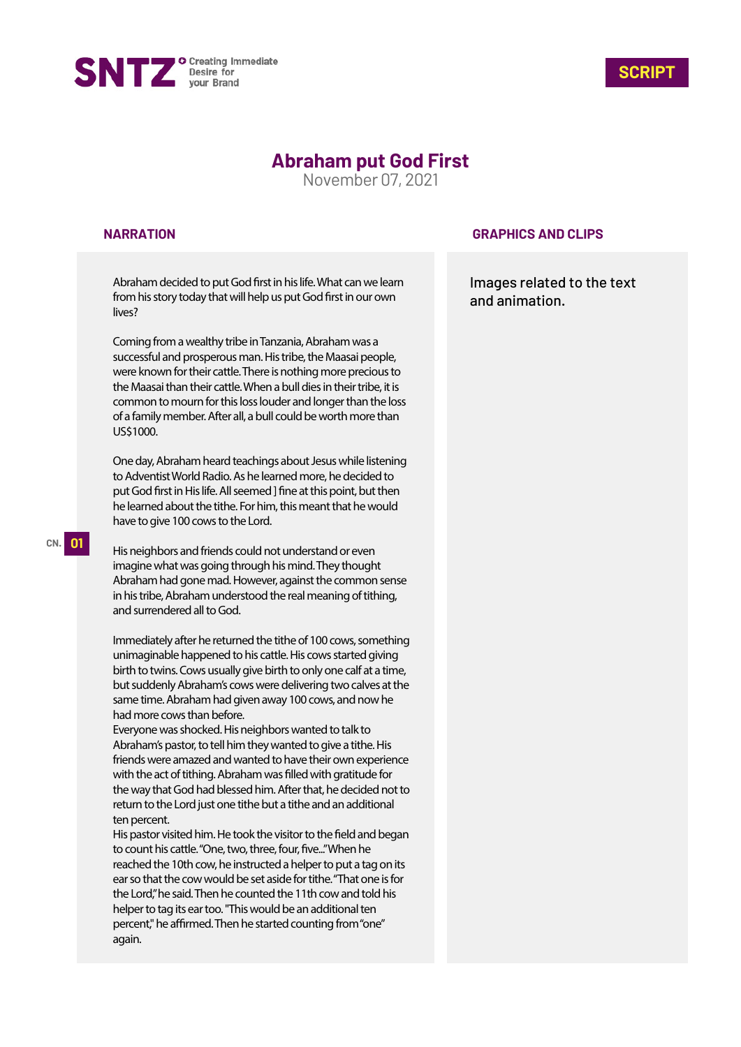SNTZ Creating Immediate Desire for your Brand

**SCRIPT**

# Abraham put God First

November 07, 2021

| NARRATION | GRAPHICS AND CLIPS |
|---|---|
| Abraham decided to put God first in his life. What can we learn from his story today that will help us put God first in our own lives? | Images related to the text and animation. |

**CN. 01**

Abraham decided to put God first in his life. What can we learn from his story today that will help us put God first in our own lives?

Coming from a wealthy tribe in Tanzania, Abraham was a successful and prosperous man. His tribe, the Maasai people, were known for their cattle. There is nothing more precious to the Maasai than their cattle. When a bull dies in their tribe, it is common to mourn for this loss louder and longer than the loss of a family member. After all, a bull could be worth more than US$1000.

One day, Abraham heard teachings about Jesus while listening to Adventist World Radio. As he learned more, he decided to put God first in His life. All seemed ] fine at this point, but then he learned about the tithe. For him, this meant that he would have to give 100 cows to the Lord.

His neighbors and friends could not understand or even imagine what was going through his mind. They thought Abraham had gone mad. However, against the common sense in his tribe, Abraham understood the real meaning of tithing, and surrendered all to God.

Immediately after he returned the tithe of 100 cows, something unimaginable happened to his cattle. His cows started giving birth to twins. Cows usually give birth to only one calf at a time, but suddenly Abraham's cows were delivering two calves at the same time. Abraham had given away 100 cows, and now he had more cows than before.
Everyone was shocked. His neighbors wanted to talk to Abraham's pastor, to tell him they wanted to give a tithe. His friends were amazed and wanted to have their own experience with the act of tithing. Abraham was filled with gratitude for the way that God had blessed him. After that, he decided not to return to the Lord just one tithe but a tithe and an additional ten percent.
His pastor visited him. He took the visitor to the field and began to count his cattle. "One, two, three, four, five..." When he reached the 10th cow, he instructed a helper to put a tag on its ear so that the cow would be set aside for tithe. "That one is for the Lord," he said. Then he counted the 11th cow and told his helper to tag its ear too. "This would be an additional ten percent," he affirmed. Then he started counting from "one" again.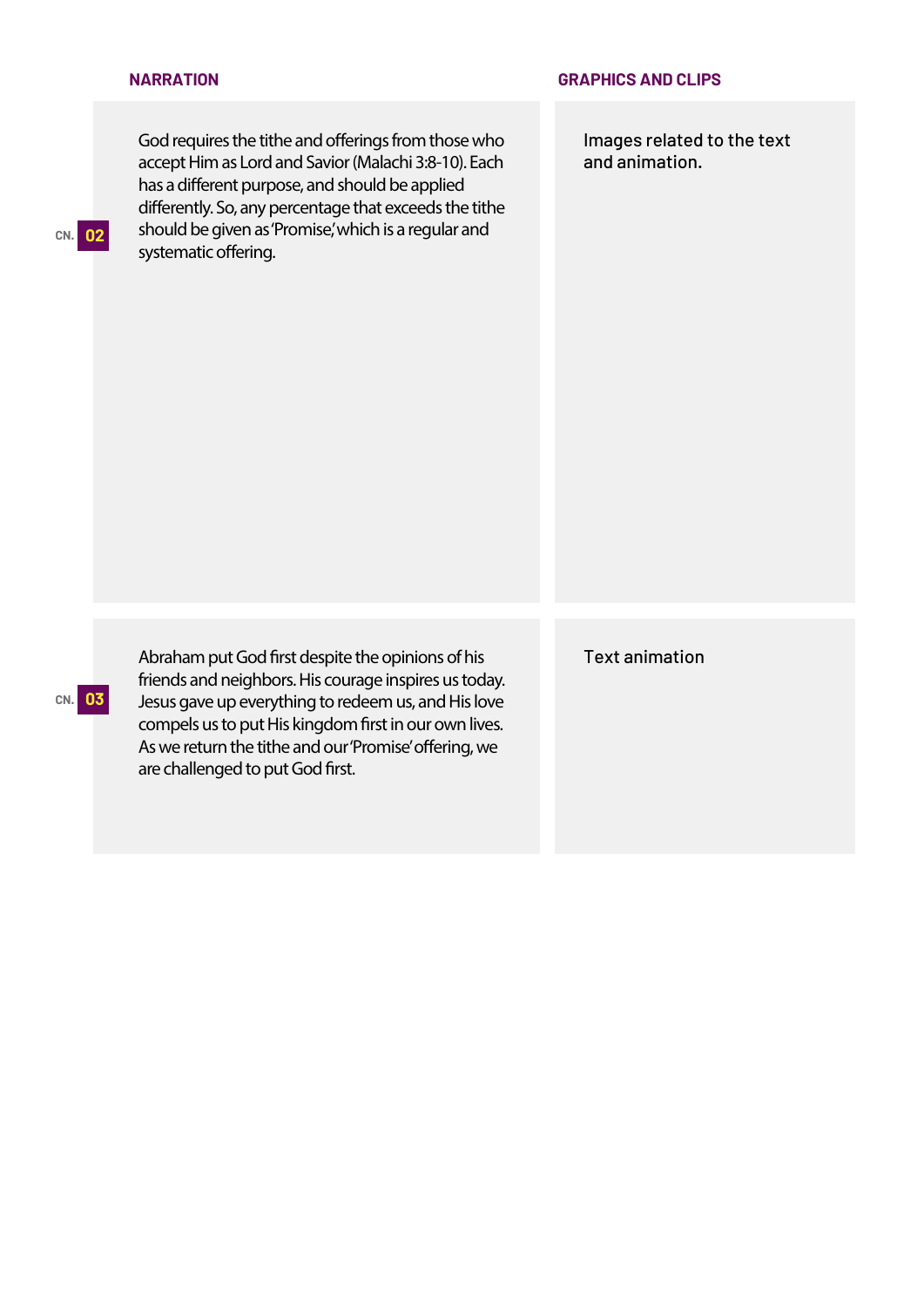| CN. | NARRATION | GRAPHICS AND CLIPS |
|---|---|---|
| 02 | God requires the tithe and offerings from those who accept Him as Lord and Savior (Malachi 3:8-10). Each has a different purpose, and should be applied differently. So, any percentage that exceeds the tithe should be given as 'Promise,' which is a regular and systematic offering. | Images related to the text and animation. |
| 03 | Abraham put God first despite the opinions of his friends and neighbors. His courage inspires us today. Jesus gave up everything to redeem us, and His love compels us to put His kingdom first in our own lives. As we return the tithe and our 'Promise' offering, we are challenged to put God first. | Text animation |